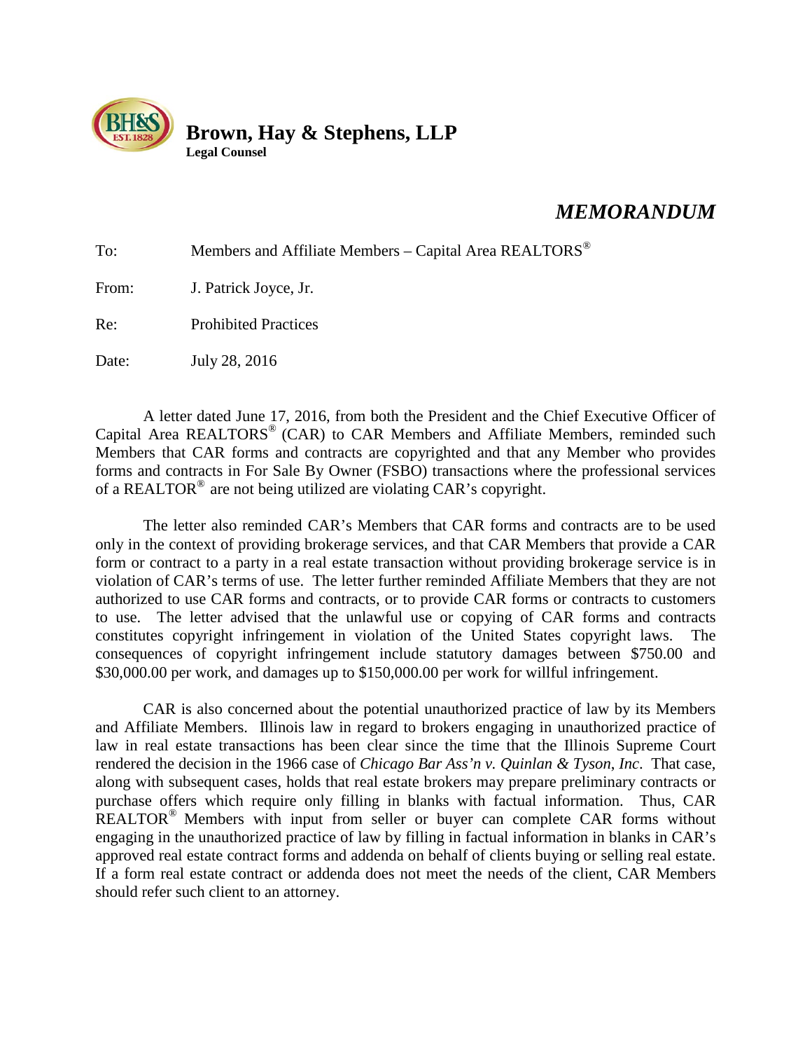**Brown, Hay & Stephens, LLP**
**Legal Counsel**

# *MEMORANDUM*

To: Members and Affiliate Members – Capital Area REALTORS®

From: J. Patrick Joyce, Jr.

Re: Prohibited Practices

Date: July 28, 2016

A letter dated June 17, 2016, from both the President and the Chief Executive Officer of Capital Area REALTORS® (CAR) to CAR Members and Affiliate Members, reminded such Members that CAR forms and contracts are copyrighted and that any Member who provides forms and contracts in For Sale By Owner (FSBO) transactions where the professional services of a REALTOR® are not being utilized are violating CAR's copyright.

The letter also reminded CAR's Members that CAR forms and contracts are to be used only in the context of providing brokerage services, and that CAR Members that provide a CAR form or contract to a party in a real estate transaction without providing brokerage service is in violation of CAR's terms of use. The letter further reminded Affiliate Members that they are not authorized to use CAR forms and contracts, or to provide CAR forms or contracts to customers to use. The letter advised that the unlawful use or copying of CAR forms and contracts constitutes copyright infringement in violation of the United States copyright laws. The consequences of copyright infringement include statutory damages between $750.00 and $30,000.00 per work, and damages up to $150,000.00 per work for willful infringement.

CAR is also concerned about the potential unauthorized practice of law by its Members and Affiliate Members. Illinois law in regard to brokers engaging in unauthorized practice of law in real estate transactions has been clear since the time that the Illinois Supreme Court rendered the decision in the 1966 case of *Chicago Bar Ass'n v. Quinlan & Tyson, Inc*. That case, along with subsequent cases, holds that real estate brokers may prepare preliminary contracts or purchase offers which require only filling in blanks with factual information. Thus, CAR REALTOR® Members with input from seller or buyer can complete CAR forms without engaging in the unauthorized practice of law by filling in factual information in blanks in CAR's approved real estate contract forms and addenda on behalf of clients buying or selling real estate. If a form real estate contract or addenda does not meet the needs of the client, CAR Members should refer such client to an attorney.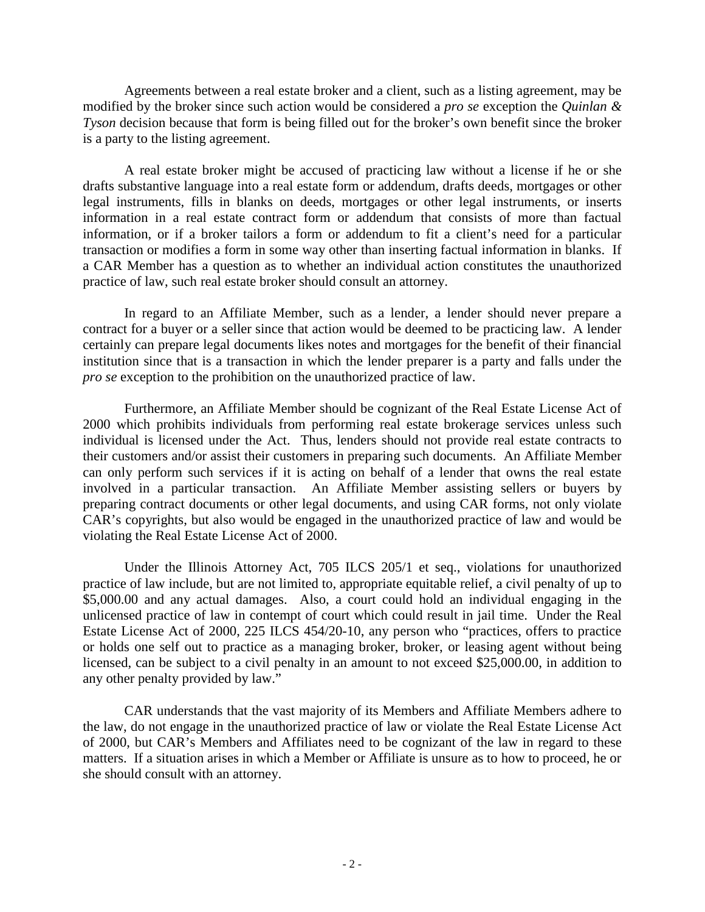Agreements between a real estate broker and a client, such as a listing agreement, may be modified by the broker since such action would be considered a *pro se* exception the *Quinlan & Tyson* decision because that form is being filled out for the broker's own benefit since the broker is a party to the listing agreement.

A real estate broker might be accused of practicing law without a license if he or she drafts substantive language into a real estate form or addendum, drafts deeds, mortgages or other legal instruments, fills in blanks on deeds, mortgages or other legal instruments, or inserts information in a real estate contract form or addendum that consists of more than factual information, or if a broker tailors a form or addendum to fit a client's need for a particular transaction or modifies a form in some way other than inserting factual information in blanks. If a CAR Member has a question as to whether an individual action constitutes the unauthorized practice of law, such real estate broker should consult an attorney.

In regard to an Affiliate Member, such as a lender, a lender should never prepare a contract for a buyer or a seller since that action would be deemed to be practicing law. A lender certainly can prepare legal documents likes notes and mortgages for the benefit of their financial institution since that is a transaction in which the lender preparer is a party and falls under the *pro se* exception to the prohibition on the unauthorized practice of law.

Furthermore, an Affiliate Member should be cognizant of the Real Estate License Act of 2000 which prohibits individuals from performing real estate brokerage services unless such individual is licensed under the Act. Thus, lenders should not provide real estate contracts to their customers and/or assist their customers in preparing such documents. An Affiliate Member can only perform such services if it is acting on behalf of a lender that owns the real estate involved in a particular transaction. An Affiliate Member assisting sellers or buyers by preparing contract documents or other legal documents, and using CAR forms, not only violate CAR's copyrights, but also would be engaged in the unauthorized practice of law and would be violating the Real Estate License Act of 2000.

Under the Illinois Attorney Act, 705 ILCS 205/1 et seq., violations for unauthorized practice of law include, but are not limited to, appropriate equitable relief, a civil penalty of up to $5,000.00 and any actual damages. Also, a court could hold an individual engaging in the unlicensed practice of law in contempt of court which could result in jail time. Under the Real Estate License Act of 2000, 225 ILCS 454/20-10, any person who "practices, offers to practice or holds one self out to practice as a managing broker, broker, or leasing agent without being licensed, can be subject to a civil penalty in an amount to not exceed $25,000.00, in addition to any other penalty provided by law."

CAR understands that the vast majority of its Members and Affiliate Members adhere to the law, do not engage in the unauthorized practice of law or violate the Real Estate License Act of 2000, but CAR's Members and Affiliates need to be cognizant of the law in regard to these matters. If a situation arises in which a Member or Affiliate is unsure as to how to proceed, he or she should consult with an attorney.